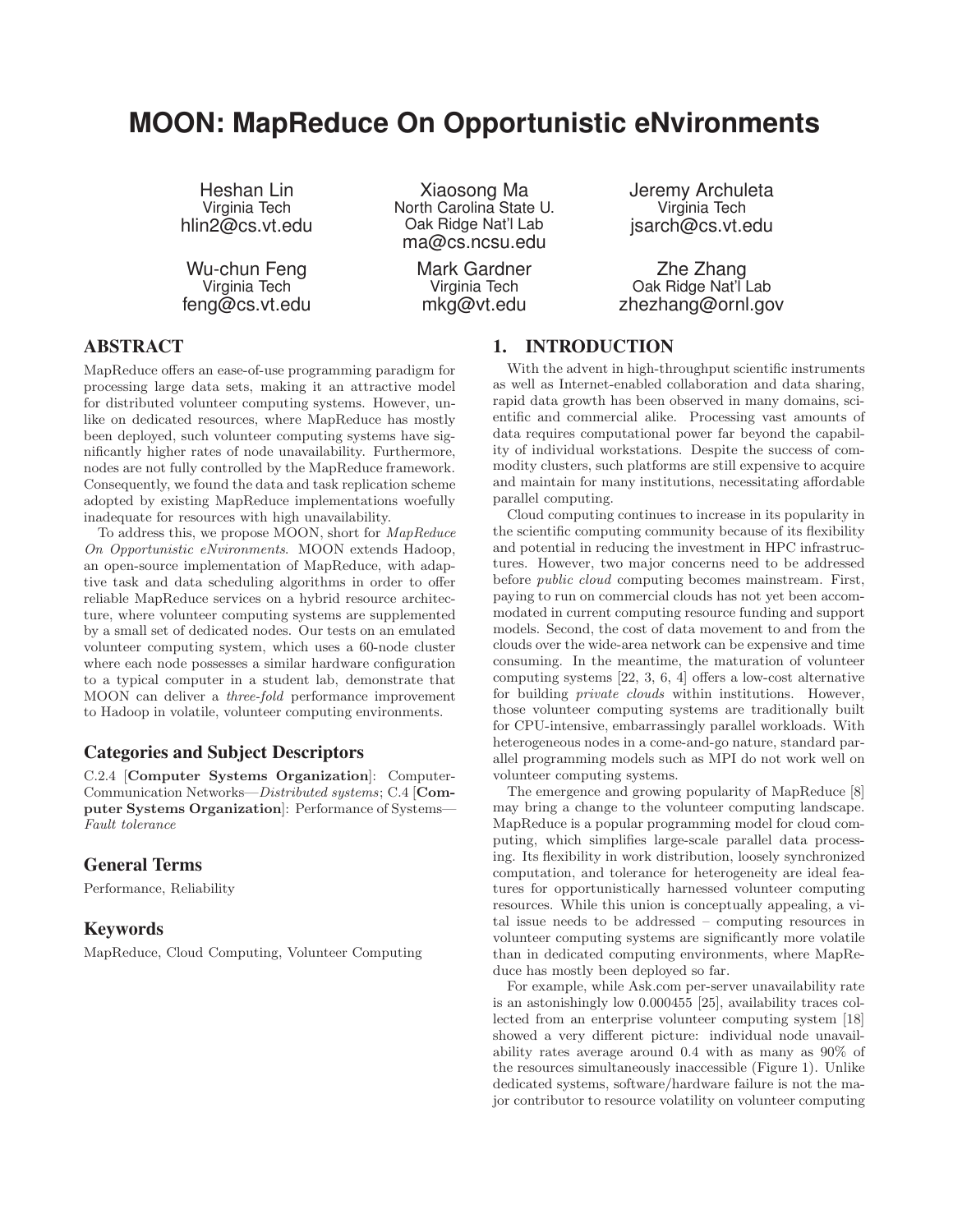# MOON: MapReduce On Opportunistic eNvironments

Heshan Lin
Virginia Tech
hlin2@cs.vt.edu

Xiaosong Ma
North Carolina State U.
Oak Ridge Nat'l Lab
ma@cs.ncsu.edu

Jeremy Archuleta
Virginia Tech
jsarch@cs.vt.edu

Wu-chun Feng
Virginia Tech
feng@cs.vt.edu

Mark Gardner
Virginia Tech
mkg@vt.edu

Zhe Zhang
Oak Ridge Nat'l Lab
zhezhang@ornl.gov

## ABSTRACT

MapReduce offers an ease-of-use programming paradigm for processing large data sets, making it an attractive model for distributed volunteer computing systems. However, unlike on dedicated resources, where MapReduce has mostly been deployed, such volunteer computing systems have significantly higher rates of node unavailability. Furthermore, nodes are not fully controlled by the MapReduce framework. Consequently, we found the data and task replication scheme adopted by existing MapReduce implementations woefully inadequate for resources with high unavailability.

To address this, we propose MOON, short for *MapReduce On Opportunistic eNvironments*. MOON extends Hadoop, an open-source implementation of MapReduce, with adaptive task and data scheduling algorithms in order to offer reliable MapReduce services on a hybrid resource architecture, where volunteer computing systems are supplemented by a small set of dedicated nodes. Our tests on an emulated volunteer computing system, which uses a 60-node cluster where each node possesses a similar hardware configuration to a typical computer in a student lab, demonstrate that MOON can deliver a *three-fold* performance improvement to Hadoop in volatile, volunteer computing environments.

### Categories and Subject Descriptors

C.2.4 [**Computer Systems Organization**]: Computer-Communication Networks—*Distributed systems*; C.4 [**Computer Systems Organization**]: Performance of Systems—*Fault tolerance*

### General Terms

Performance, Reliability

### Keywords

MapReduce, Cloud Computing, Volunteer Computing

## 1. INTRODUCTION

With the advent in high-throughput scientific instruments as well as Internet-enabled collaboration and data sharing, rapid data growth has been observed in many domains, scientific and commercial alike. Processing vast amounts of data requires computational power far beyond the capability of individual workstations. Despite the success of commodity clusters, such platforms are still expensive to acquire and maintain for many institutions, necessitating affordable parallel computing.

Cloud computing continues to increase in its popularity in the scientific computing community because of its flexibility and potential in reducing the investment in HPC infrastructures. However, two major concerns need to be addressed before *public cloud* computing becomes mainstream. First, paying to run on commercial clouds has not yet been accommodated in current computing resource funding and support models. Second, the cost of data movement to and from the clouds over the wide-area network can be expensive and time consuming. In the meantime, the maturation of volunteer computing systems [22, 3, 6, 4] offers a low-cost alternative for building *private clouds* within institutions. However, those volunteer computing systems are traditionally built for CPU-intensive, embarrassingly parallel workloads. With heterogeneous nodes in a come-and-go nature, standard parallel programming models such as MPI do not work well on volunteer computing systems.

The emergence and growing popularity of MapReduce [8] may bring a change to the volunteer computing landscape. MapReduce is a popular programming model for cloud computing, which simplifies large-scale parallel data processing. Its flexibility in work distribution, loosely synchronized computation, and tolerance for heterogeneity are ideal features for opportunistically harnessed volunteer computing resources. While this union is conceptually appealing, a vital issue needs to be addressed – computing resources in volunteer computing systems are significantly more volatile than in dedicated computing environments, where MapReduce has mostly been deployed so far.

For example, while Ask.com per-server unavailability rate is an astonishingly low 0.000455 [25], availability traces collected from an enterprise volunteer computing system [18] showed a very different picture: individual node unavailability rates average around 0.4 with as many as 90% of the resources simultaneously inaccessible (Figure 1). Unlike dedicated systems, software/hardware failure is not the major contributor to resource volatility on volunteer computing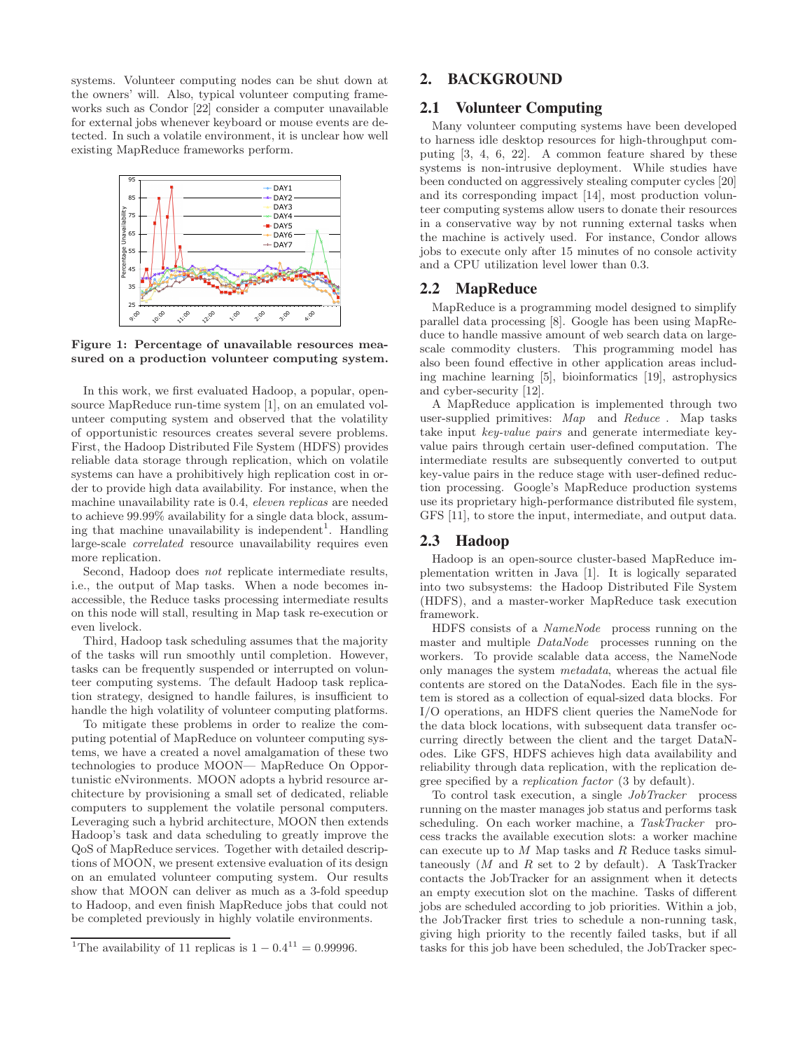systems. Volunteer computing nodes can be shut down at the owners' will. Also, typical volunteer computing frameworks such as Condor [22] consider a computer unavailable for external jobs whenever keyboard or mouse events are detected. In such a volatile environment, it is unclear how well existing MapReduce frameworks perform.

**Figure 1: Percentage of unavailable resources measured on a production volunteer computing system.**

In this work, we first evaluated Hadoop, a popular, open-source MapReduce run-time system [1], on an emulated volunteer computing system and observed that the volatility of opportunistic resources creates several severe problems. First, the Hadoop Distributed File System (HDFS) provides reliable data storage through replication, which on volatile systems can have a prohibitively high replication cost in order to provide high data availability. For instance, when the machine unavailability rate is 0.4, *eleven replicas* are needed to achieve 99.99% availability for a single data block, assuming that machine unavailability is independent[1]. Handling large-scale *correlated* resource unavailability requires even more replication.

Second, Hadoop does *not* replicate intermediate results, i.e., the output of Map tasks. When a node becomes inaccessible, the Reduce tasks processing intermediate results on this node will stall, resulting in Map task re-execution or even livelock.

Third, Hadoop task scheduling assumes that the majority of the tasks will run smoothly until completion. However, tasks can be frequently suspended or interrupted on volunteer computing systems. The default Hadoop task replication strategy, designed to handle failures, is insufficient to handle the high volatility of volunteer computing platforms.

To mitigate these problems in order to realize the computing potential of MapReduce on volunteer computing systems, we have a created a novel amalgamation of these two technologies to produce MOON— MapReduce On Opportunistic eNvironments. MOON adopts a hybrid resource architecture by provisioning a small set of dedicated, reliable computers to supplement the volatile personal computers. Leveraging such a hybrid architecture, MOON then extends Hadoop's task and data scheduling to greatly improve the QoS of MapReduce services. Together with detailed descriptions of MOON, we present extensive evaluation of its design on an emulated volunteer computing system. Our results show that MOON can deliver as much as a 3-fold speedup to Hadoop, and even finish MapReduce jobs that could not be completed previously in highly volatile environments.

[1] The availability of 11 replicas is $1 - 0.4^{11} = 0.99996$.

## 2. BACKGROUND

### 2.1 Volunteer Computing

Many volunteer computing systems have been developed to harness idle desktop resources for high-throughput computing [3, 4, 6, 22]. A common feature shared by these systems is non-intrusive deployment. While studies have been conducted on aggressively stealing computer cycles [20] and its corresponding impact [14], most production volunteer computing systems allow users to donate their resources in a conservative way by not running external tasks when the machine is actively used. For instance, Condor allows jobs to execute only after 15 minutes of no console activity and a CPU utilization level lower than 0.3.

### 2.2 MapReduce

MapReduce is a programming model designed to simplify parallel data processing [8]. Google has been using MapReduce to handle massive amount of web search data on large-scale commodity clusters. This programming model has also been found effective in other application areas including machine learning [5], bioinformatics [19], astrophysics and cyber-security [12].

A MapReduce application is implemented through two user-supplied primitives: *Map* and *Reduce*. Map tasks take input *key-value pairs* and generate intermediate key-value pairs through certain user-defined computation. The intermediate results are subsequently converted to output key-value pairs in the reduce stage with user-defined reduction processing. Google's MapReduce production systems use its proprietary high-performance distributed file system, GFS [11], to store the input, intermediate, and output data.

### 2.3 Hadoop

Hadoop is an open-source cluster-based MapReduce implementation written in Java [1]. It is logically separated into two subsystems: the Hadoop Distributed File System (HDFS), and a master-worker MapReduce task execution framework.

HDFS consists of a *NameNode* process running on the master and multiple *DataNode* processes running on the workers. To provide scalable data access, the NameNode only manages the system *metadata*, whereas the actual file contents are stored on the DataNodes. Each file in the system is stored as a collection of equal-sized data blocks. For I/O operations, an HDFS client queries the NameNode for the data block locations, with subsequent data transfer occurring directly between the client and the target DataNodes. Like GFS, HDFS achieves high data availability and reliability through data replication, with the replication degree specified by a *replication factor* (3 by default).

To control task execution, a single *JobTracker* process running on the master manages job status and performs task scheduling. On each worker machine, a *TaskTracker* process tracks the available execution slots: a worker machine can execute up to $M$ Map tasks and $R$ Reduce tasks simultaneously ($M$ and $R$ set to 2 by default). A TaskTracker contacts the JobTracker for an assignment when it detects an empty execution slot on the machine. Tasks of different jobs are scheduled according to job priorities. Within a job, the JobTracker first tries to schedule a non-running task, giving high priority to the recently failed tasks, but if all tasks for this job have been scheduled, the JobTracker spec-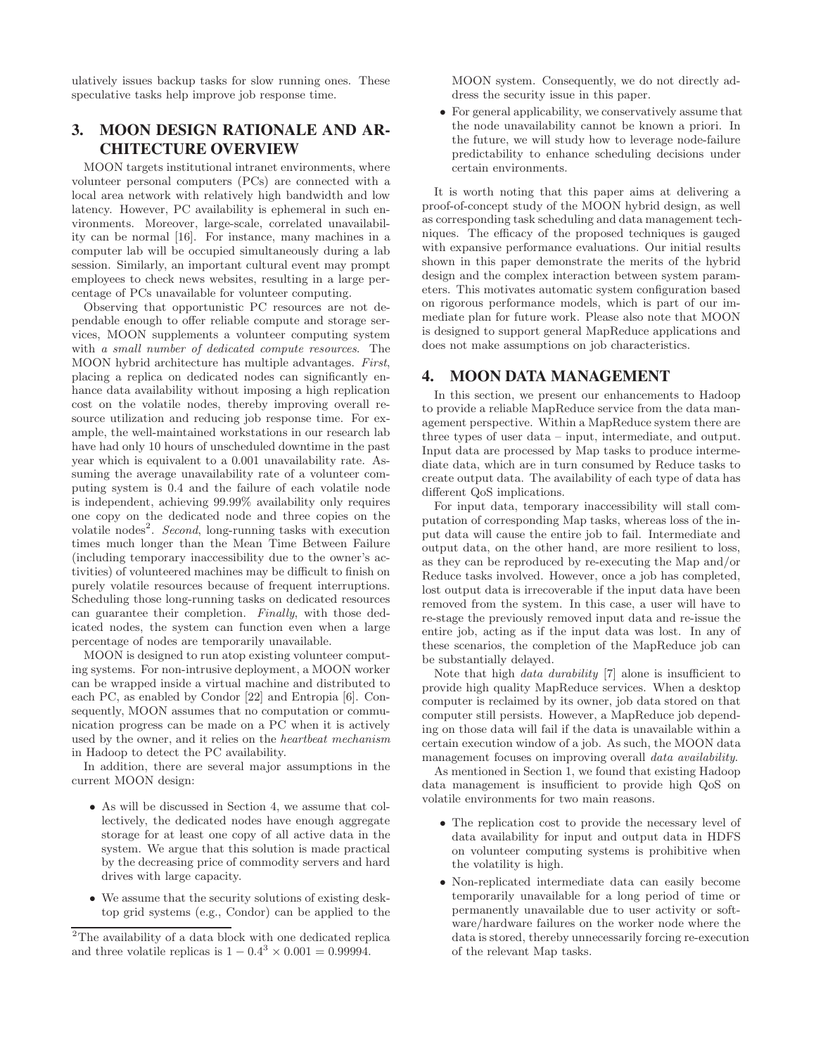ulatively issues backup tasks for slow running ones. These speculative tasks help improve job response time.

## 3. MOON DESIGN RATIONALE AND ARCHITECTURE OVERVIEW

MOON targets institutional intranet environments, where volunteer personal computers (PCs) are connected with a local area network with relatively high bandwidth and low latency. However, PC availability is ephemeral in such environments. Moreover, large-scale, correlated unavailability can be normal [16]. For instance, many machines in a computer lab will be occupied simultaneously during a lab session. Similarly, an important cultural event may prompt employees to check news websites, resulting in a large percentage of PCs unavailable for volunteer computing.

Observing that opportunistic PC resources are not dependable enough to offer reliable compute and storage services, MOON supplements a volunteer computing system with *a small number of dedicated compute resources*. The MOON hybrid architecture has multiple advantages. *First*, placing a replica on dedicated nodes can significantly enhance data availability without imposing a high replication cost on the volatile nodes, thereby improving overall resource utilization and reducing job response time. For example, the well-maintained workstations in our research lab have had only 10 hours of unscheduled downtime in the past year which is equivalent to a 0.001 unavailability rate. Assuming the average unavailability rate of a volunteer computing system is 0.4 and the failure of each volatile node is independent, achieving 99.99% availability only requires one copy on the dedicated node and three copies on the volatile nodes[2]. *Second*, long-running tasks with execution times much longer than the Mean Time Between Failure (including temporary inaccessibility due to the owner's activities) of volunteered machines may be difficult to finish on purely volatile resources because of frequent interruptions. Scheduling those long-running tasks on dedicated resources can guarantee their completion. *Finally*, with those dedicated nodes, the system can function even when a large percentage of nodes are temporarily unavailable.

MOON is designed to run atop existing volunteer computing systems. For non-intrusive deployment, a MOON worker can be wrapped inside a virtual machine and distributed to each PC, as enabled by Condor [22] and Entropia [6]. Consequently, MOON assumes that no computation or communication progress can be made on a PC when it is actively used by the owner, and it relies on the *heartbeat mechanism* in Hadoop to detect the PC availability.

In addition, there are several major assumptions in the current MOON design:

- As will be discussed in Section 4, we assume that collectively, the dedicated nodes have enough aggregate storage for at least one copy of all active data in the system. We argue that this solution is made practical by the decreasing price of commodity servers and hard drives with large capacity.
- We assume that the security solutions of existing desktop grid systems (e.g., Condor) can be applied to the MOON system. Consequently, we do not directly address the security issue in this paper.
- For general applicability, we conservatively assume that the node unavailability cannot be known a priori. In the future, we will study how to leverage node-failure predictability to enhance scheduling decisions under certain environments.

It is worth noting that this paper aims at delivering a proof-of-concept study of the MOON hybrid design, as well as corresponding task scheduling and data management techniques. The efficacy of the proposed techniques is gauged with expansive performance evaluations. Our initial results shown in this paper demonstrate the merits of the hybrid design and the complex interaction between system parameters. This motivates automatic system configuration based on rigorous performance models, which is part of our immediate plan for future work. Please also note that MOON is designed to support general MapReduce applications and does not make assumptions on job characteristics.

## 4. MOON DATA MANAGEMENT

In this section, we present our enhancements to Hadoop to provide a reliable MapReduce service from the data management perspective. Within a MapReduce system there are three types of user data – input, intermediate, and output. Input data are processed by Map tasks to produce intermediate data, which are in turn consumed by Reduce tasks to create output data. The availability of each type of data has different QoS implications.

For input data, temporary inaccessibility will stall computation of corresponding Map tasks, whereas loss of the input data will cause the entire job to fail. Intermediate and output data, on the other hand, are more resilient to loss, as they can be reproduced by re-executing the Map and/or Reduce tasks involved. However, once a job has completed, lost output data is irrecoverable if the input data have been removed from the system. In this case, a user will have to re-stage the previously removed input data and re-issue the entire job, acting as if the input data was lost. In any of these scenarios, the completion of the MapReduce job can be substantially delayed.

Note that high *data durability* [7] alone is insufficient to provide high quality MapReduce services. When a desktop computer is reclaimed by its owner, job data stored on that computer still persists. However, a MapReduce job depending on those data will fail if the data is unavailable within a certain execution window of a job. As such, the MOON data management focuses on improving overall *data availability*.

As mentioned in Section 1, we found that existing Hadoop data management is insufficient to provide high QoS on volatile environments for two main reasons.

- The replication cost to provide the necessary level of data availability for input and output data in HDFS on volunteer computing systems is prohibitive when the volatility is high.
- Non-replicated intermediate data can easily become temporarily unavailable for a long period of time or permanently unavailable due to user activity or software/hardware failures on the worker node where the data is stored, thereby unnecessarily forcing re-execution of the relevant Map tasks.

[2]The availability of a data block with one dedicated replica and three volatile replicas is $1 - 0.4^3 \times 0.001 = 0.99994$.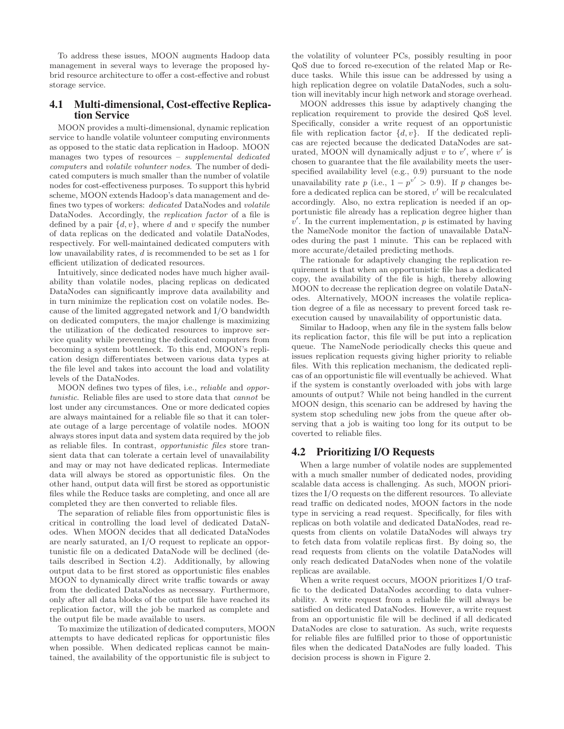To address these issues, MOON augments Hadoop data management in several ways to leverage the proposed hybrid resource architecture to offer a cost-effective and robust storage service.

## 4.1 Multi-dimensional, Cost-effective Replication Service

MOON provides a multi-dimensional, dynamic replication service to handle volatile volunteer computing environments as opposed to the static data replication in Hadoop. MOON manages two types of resources – *supplemental dedicated computers* and *volatile volunteer nodes*. The number of dedicated computers is much smaller than the number of volatile nodes for cost-effectiveness purposes. To support this hybrid scheme, MOON extends Hadoop's data management and defines two types of workers: *dedicated* DataNodes and *volatile* DataNodes. Accordingly, the *replication factor* of a file is defined by a pair $\{d, v\}$, where $d$ and $v$ specify the number of data replicas on the dedicated and volatile DataNodes, respectively. For well-maintained dedicated computers with low unavailability rates, $d$ is recommended to be set as 1 for efficient utilization of dedicated resources.

Intuitively, since dedicated nodes have much higher availability than volatile nodes, placing replicas on dedicated DataNodes can significantly improve data availability and in turn minimize the replication cost on volatile nodes. Because of the limited aggregated network and I/O bandwidth on dedicated computers, the major challenge is maximizing the utilization of the dedicated resources to improve service quality while preventing the dedicated computers from becoming a system bottleneck. To this end, MOON's replication design differentiates between various data types at the file level and takes into account the load and volatility levels of the DataNodes.

MOON defines two types of files, i.e., *reliable* and *opportunistic*. Reliable files are used to store data that *cannot* be lost under any circumstances. One or more dedicated copies are always maintained for a reliable file so that it can tolerate outage of a large percentage of volatile nodes. MOON always stores input data and system data required by the job as reliable files. In contrast, *opportunistic files* store transient data that can tolerate a certain level of unavailability and may or may not have dedicated replicas. Intermediate data will always be stored as opportunistic files. On the other hand, output data will first be stored as opportunistic files while the Reduce tasks are completing, and once all are completed they are then converted to reliable files.

The separation of reliable files from opportunistic files is critical in controlling the load level of dedicated DataNodes. When MOON decides that all dedicated DataNodes are nearly saturated, an I/O request to replicate an opportunistic file on a dedicated DataNode will be declined (details described in Section 4.2). Additionally, by allowing output data to be first stored as opportunistic files enables MOON to dynamically direct write traffic towards or away from the dedicated DataNodes as necessary. Furthermore, only after all data blocks of the output file have reached its replication factor, will the job be marked as complete and the output file be made available to users.

To maximize the utilization of dedicated computers, MOON attempts to have dedicated replicas for opportunistic files when possible. When dedicated replicas cannot be maintained, the availability of the opportunistic file is subject to the volatility of volunteer PCs, possibly resulting in poor QoS due to forced re-execution of the related Map or Reduce tasks. While this issue can be addressed by using a high replication degree on volatile DataNodes, such a solution will inevitably incur high network and storage overhead.

MOON addresses this issue by adaptively changing the replication requirement to provide the desired QoS level. Specifically, consider a write request of an opportunistic file with replication factor $\{d, v\}$. If the dedicated replicas are rejected because the dedicated DataNodes are saturated, MOON will dynamically adjust $v$ to $v'$, where $v'$ is chosen to guarantee that the file availability meets the user-specified availability level (e.g., 0.9) pursuant to the node unavailability rate $p$ (i.e., $1 - p^{v'} > 0.9$). If $p$ changes before a dedicated replica can be stored, $v'$ will be recalculated accordingly. Also, no extra replication is needed if an opportunistic file already has a replication degree higher than $v'$. In the current implementation, $p$ is estimated by having the NameNode monitor the faction of unavailable DataNodes during the past 1 minute. This can be replaced with more accurate/detailed predicting methods.

The rationale for adaptively changing the replication requirement is that when an opportunistic file has a dedicated copy, the availability of the file is high, thereby allowing MOON to decrease the replication degree on volatile DataNodes. Alternatively, MOON increases the volatile replication degree of a file as necessary to prevent forced task re-execution caused by unavailability of opportunistic data.

Similar to Hadoop, when any file in the system falls below its replication factor, this file will be put into a replication queue. The NameNode periodically checks this queue and issues replication requests giving higher priority to reliable files. With this replication mechanism, the dedicated replicas of an opportunistic file will eventually be achieved. What if the system is constantly overloaded with jobs with large amounts of output? While not being handled in the current MOON design, this scenario can be addresed by having the system stop scheduling new jobs from the queue after observing that a job is waiting too long for its output to be coverted to reliable files.

## 4.2 Prioritizing I/O Requests

When a large number of volatile nodes are supplemented with a much smaller number of dedicated nodes, providing scalable data access is challenging. As such, MOON prioritizes the I/O requests on the different resources. To alleviate read traffic on dedicated nodes, MOON factors in the node type in servicing a read request. Specifically, for files with replicas on both volatile and dedicated DataNodes, read requests from clients on volatile DataNodes will always try to fetch data from volatile replicas first. By doing so, the read requests from clients on the volatile DataNodes will only reach dedicated DataNodes when none of the volatile replicas are available.

When a write request occurs, MOON prioritizes I/O traffic to the dedicated DataNodes according to data vulnerability. A write request from a reliable file will always be satisfied on dedicated DataNodes. However, a write request from an opportunistic file will be declined if all dedicated DataNodes are close to saturation. As such, write requests for reliable files are fulfilled prior to those of opportunistic files when the dedicated DataNodes are fully loaded. This decision process is shown in Figure 2.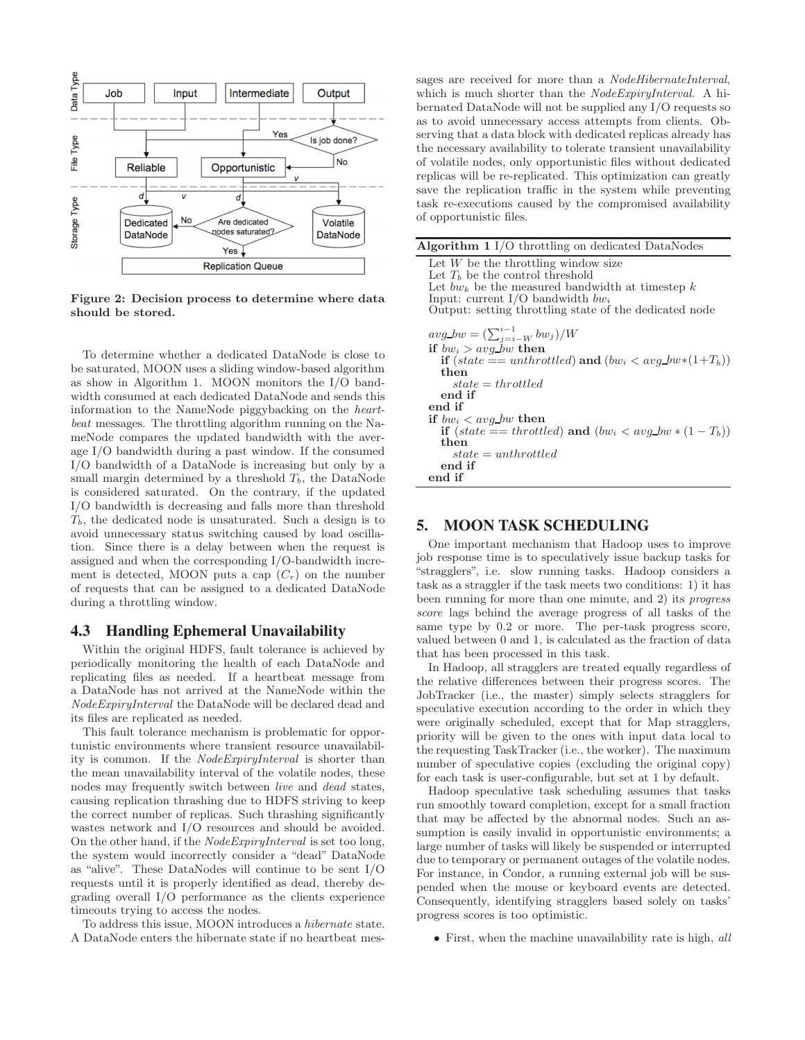Data Type

Job

Input

Intermediate

Output

Is job done?

Yes

No

File Type

Reliable

Opportunistic

Storage Type

d

v

d

v

Dedicated DataNode

No

Are dedicated nodes saturated?

Volatile DataNode

Yes

Replication Queue

**Figure 2: Decision process to determine where data should be stored.**

To determine whether a dedicated DataNode is close to be saturated, MOON uses a sliding window-based algorithm as show in Algorithm 1. MOON monitors the I/O bandwidth consumed at each dedicated DataNode and sends this information to the NameNode piggybacking on the *heartbeat* messages. The throttling algorithm running on the NameNode compares the updated bandwidth with the average I/O bandwidth during a past window. If the consumed I/O bandwidth of a DataNode is increasing but only by a small margin determined by a threshold $T_b$, the DataNode is considered saturated. On the contrary, if the updated I/O bandwidth is decreasing and falls more than threshold $T_b$, the dedicated node is unsaturated. Such a design is to avoid unnecessary status switching caused by load oscillation. Since there is a delay between when the request is assigned and when the corresponding I/O-bandwidth increment is detected, MOON puts a cap ($C_r$) on the number of requests that can be assigned to a dedicated DataNode during a throttling window.

### 4.3 Handling Ephemeral Unavailability

Within the original HDFS, fault tolerance is achieved by periodically monitoring the health of each DataNode and replicating files as needed. If a heartbeat message from a DataNode has not arrived at the NameNode within the *NodeExpiryInterval* the DataNode will be declared dead and its files are replicated as needed.

This fault tolerance mechanism is problematic for opportunistic environments where transient resource unavailability is common. If the *NodeExpiryInterval* is shorter than the mean unavailability interval of the volatile nodes, these nodes may frequently switch between *live* and *dead* states, causing replication thrashing due to HDFS striving to keep the correct number of replicas. Such thrashing significantly wastes network and I/O resources and should be avoided. On the other hand, if the *NodeExpiryInterval* is set too long, the system would incorrectly consider a "dead" DataNode as "alive". These DataNodes will continue to be sent I/O requests until it is properly identified as dead, thereby degrading overall I/O performance as the clients experience timeouts trying to access the nodes.

To address this issue, MOON introduces a *hibernate* state. A DataNode enters the hibernate state if no heartbeat messages are received for more than a *NodeHibernateInterval*, which is much shorter than the *NodeExpiryInterval*. A hibernated DataNode will not be supplied any I/O requests so as to avoid unnecessary access attempts from clients. Observing that a data block with dedicated replicas already has the necessary availability to tolerate transient unavailability of volatile nodes, only opportunistic files without dedicated replicas will be re-replicated. This optimization can greatly save the replication traffic in the system while preventing task re-executions caused by the compromised availability of opportunistic files.

**Algorithm 1** I/O throttling on dedicated DataNodes

Let $W$ be the throttling window size
Let $T_b$ be the control threshold
Let $bw_k$ be the measured bandwidth at timestep $k$
Input: current I/O bandwidth $bw_i$
Output: setting throttling state of the dedicated node

$avg\_bw = (\sum_{j=i-W}^{i-1} bw_j)/W$
**if** $bw_i > avg\_bw$ **then**
  **if** ($state == unthrottled$) **and** ($bw_i < avg\_bw*(1+T_b)$) **then**
    $state = throttled$
  **end if**
**end if**
**if** $bw_i < avg\_bw$ **then**
  **if** ($state == throttled$) **and** ($bw_i < avg\_bw*(1-T_b)$) **then**
    $state = unthrottled$
  **end if**
**end if**

## 5. MOON TASK SCHEDULING

One important mechanism that Hadoop uses to improve job response time is to speculatively issue backup tasks for "stragglers", i.e. slow running tasks. Hadoop considers a task as a straggler if the task meets two conditions: 1) it has been running for more than one minute, and 2) its *progress score* lags behind the average progress of all tasks of the same type by 0.2 or more. The per-task progress score, valued between 0 and 1, is calculated as the fraction of data that has been processed in this task.

In Hadoop, all stragglers are treated equally regardless of the relative differences between their progress scores. The JobTracker (i.e., the master) simply selects stragglers for speculative execution according to the order in which they were originally scheduled, except that for Map stragglers, priority will be given to the ones with input data local to the requesting TaskTracker (i.e., the worker). The maximum number of speculative copies (excluding the original copy) for each task is user-configurable, but set at 1 by default.

Hadoop speculative task scheduling assumes that tasks run smoothly toward completion, except for a small fraction that may be affected by the abnormal nodes. Such an assumption is easily invalid in opportunistic environments; a large number of tasks will likely be suspended or interrupted due to temporary or permanent outages of the volatile nodes. For instance, in Condor, a running external job will be suspended when the mouse or keyboard events are detected. Consequently, identifying stragglers based solely on tasks' progress scores is too optimistic.

- First, when the machine unavailability rate is high, *all*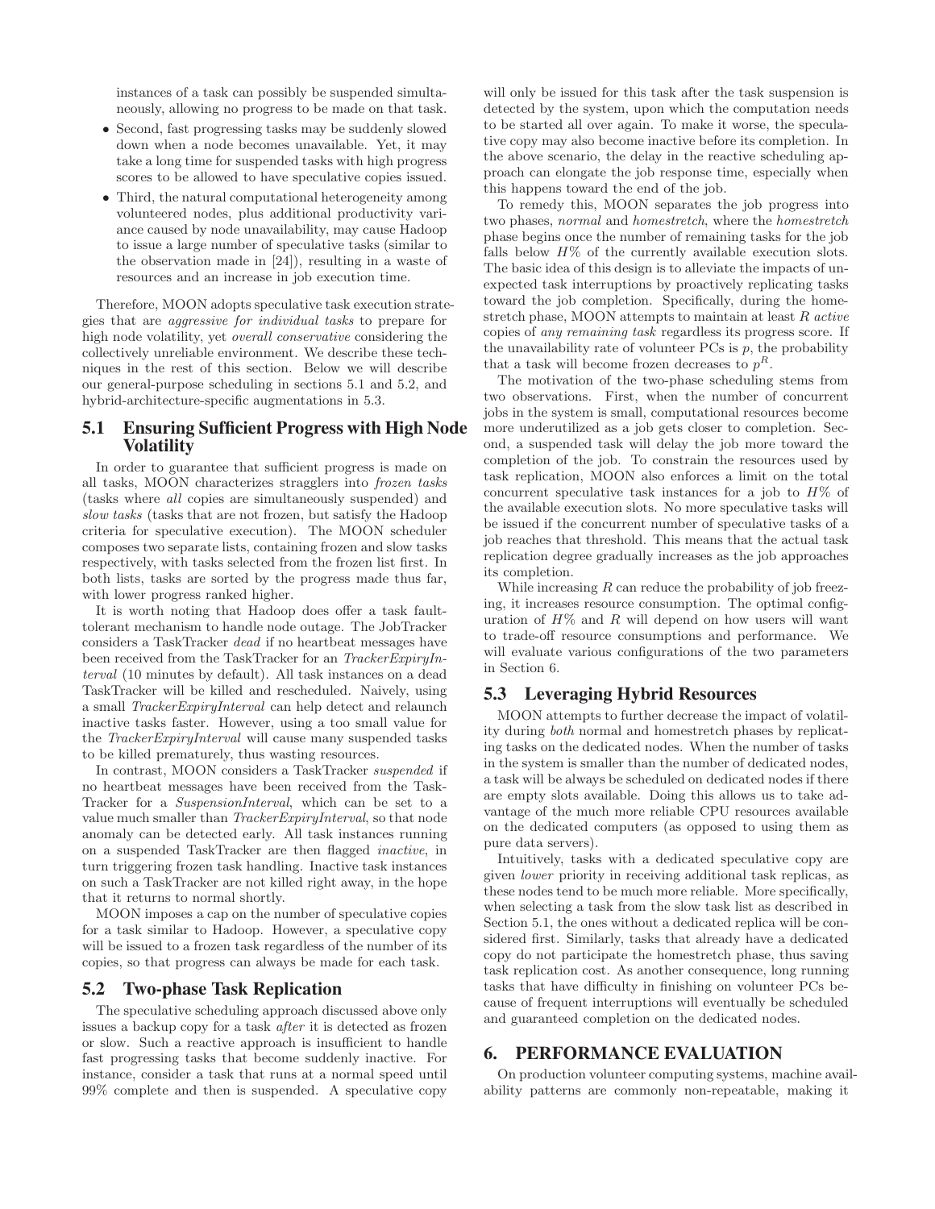instances of a task can possibly be suspended simultaneously, allowing no progress to be made on that task.

- Second, fast progressing tasks may be suddenly slowed down when a node becomes unavailable. Yet, it may take a long time for suspended tasks with high progress scores to be allowed to have speculative copies issued.
- Third, the natural computational heterogeneity among volunteered nodes, plus additional productivity variance caused by node unavailability, may cause Hadoop to issue a large number of speculative tasks (similar to the observation made in [24]), resulting in a waste of resources and an increase in job execution time.

Therefore, MOON adopts speculative task execution strategies that are *aggressive for individual tasks* to prepare for high node volatility, yet *overall conservative* considering the collectively unreliable environment. We describe these techniques in the rest of this section. Below we will describe our general-purpose scheduling in sections 5.1 and 5.2, and hybrid-architecture-specific augmentations in 5.3.

## 5.1 Ensuring Sufficient Progress with High Node Volatility

In order to guarantee that sufficient progress is made on all tasks, MOON characterizes stragglers into *frozen tasks* (tasks where *all* copies are simultaneously suspended) and *slow tasks* (tasks that are not frozen, but satisfy the Hadoop criteria for speculative execution). The MOON scheduler composes two separate lists, containing frozen and slow tasks respectively, with tasks selected from the frozen list first. In both lists, tasks are sorted by the progress made thus far, with lower progress ranked higher.

It is worth noting that Hadoop does offer a task fault-tolerant mechanism to handle node outage. The JobTracker considers a TaskTracker *dead* if no heartbeat messages have been received from the TaskTracker for an *TrackerExpiryInterval* (10 minutes by default). All task instances on a dead TaskTracker will be killed and rescheduled. Naively, using a small *TrackerExpiryInterval* can help detect and relaunch inactive tasks faster. However, using a too small value for the *TrackerExpiryInterval* will cause many suspended tasks to be killed prematurely, thus wasting resources.

In contrast, MOON considers a TaskTracker *suspended* if no heartbeat messages have been received from the TaskTracker for a *SuspensionInterval*, which can be set to a value much smaller than *TrackerExpiryInterval*, so that node anomaly can be detected early. All task instances running on a suspended TaskTracker are then flagged *inactive*, in turn triggering frozen task handling. Inactive task instances on such a TaskTracker are not killed right away, in the hope that it returns to normal shortly.

MOON imposes a cap on the number of speculative copies for a task similar to Hadoop. However, a speculative copy will be issued to a frozen task regardless of the number of its copies, so that progress can always be made for each task.

## 5.2 Two-phase Task Replication

The speculative scheduling approach discussed above only issues a backup copy for a task *after* it is detected as frozen or slow. Such a reactive approach is insufficient to handle fast progressing tasks that become suddenly inactive. For instance, consider a task that runs at a normal speed until 99% complete and then is suspended. A speculative copy will only be issued for this task after the task suspension is detected by the system, upon which the computation needs to be started all over again. To make it worse, the speculative copy may also become inactive before its completion. In the above scenario, the delay in the reactive scheduling approach can elongate the job response time, especially when this happens toward the end of the job.

To remedy this, MOON separates the job progress into two phases, *normal* and *homestretch*, where the *homestretch* phase begins once the number of remaining tasks for the job falls below $H\%$ of the currently available execution slots. The basic idea of this design is to alleviate the impacts of unexpected task interruptions by proactively replicating tasks toward the job completion. Specifically, during the homestretch phase, MOON attempts to maintain at least $R$ *active* copies of *any remaining task* regardless its progress score. If the unavailability rate of volunteer PCs is $p$, the probability that a task will become frozen decreases to $p^R$.

The motivation of the two-phase scheduling stems from two observations. First, when the number of concurrent jobs in the system is small, computational resources become more underutilized as a job gets closer to completion. Second, a suspended task will delay the job more toward the completion of the job. To constrain the resources used by task replication, MOON also enforces a limit on the total concurrent speculative task instances for a job to $H\%$ of the available execution slots. No more speculative tasks will be issued if the concurrent number of speculative tasks of a job reaches that threshold. This means that the actual task replication degree gradually increases as the job approaches its completion.

While increasing $R$ can reduce the probability of job freezing, it increases resource consumption. The optimal configuration of $H\%$ and $R$ will depend on how users will want to trade-off resource consumptions and performance. We will evaluate various configurations of the two parameters in Section 6.

## 5.3 Leveraging Hybrid Resources

MOON attempts to further decrease the impact of volatility during *both* normal and homestretch phases by replicating tasks on the dedicated nodes. When the number of tasks in the system is smaller than the number of dedicated nodes, a task will be always be scheduled on dedicated nodes if there are empty slots available. Doing this allows us to take advantage of the much more reliable CPU resources available on the dedicated computers (as opposed to using them as pure data servers).

Intuitively, tasks with a dedicated speculative copy are given *lower* priority in receiving additional task replicas, as these nodes tend to be much more reliable. More specifically, when selecting a task from the slow task list as described in Section 5.1, the ones without a dedicated replica will be considered first. Similarly, tasks that already have a dedicated copy do not participate the homestretch phase, thus saving task replication cost. As another consequence, long running tasks that have difficulty in finishing on volunteer PCs because of frequent interruptions will eventually be scheduled and guaranteed completion on the dedicated nodes.

# 6. PERFORMANCE EVALUATION

On production volunteer computing systems, machine availability patterns are commonly non-repeatable, making it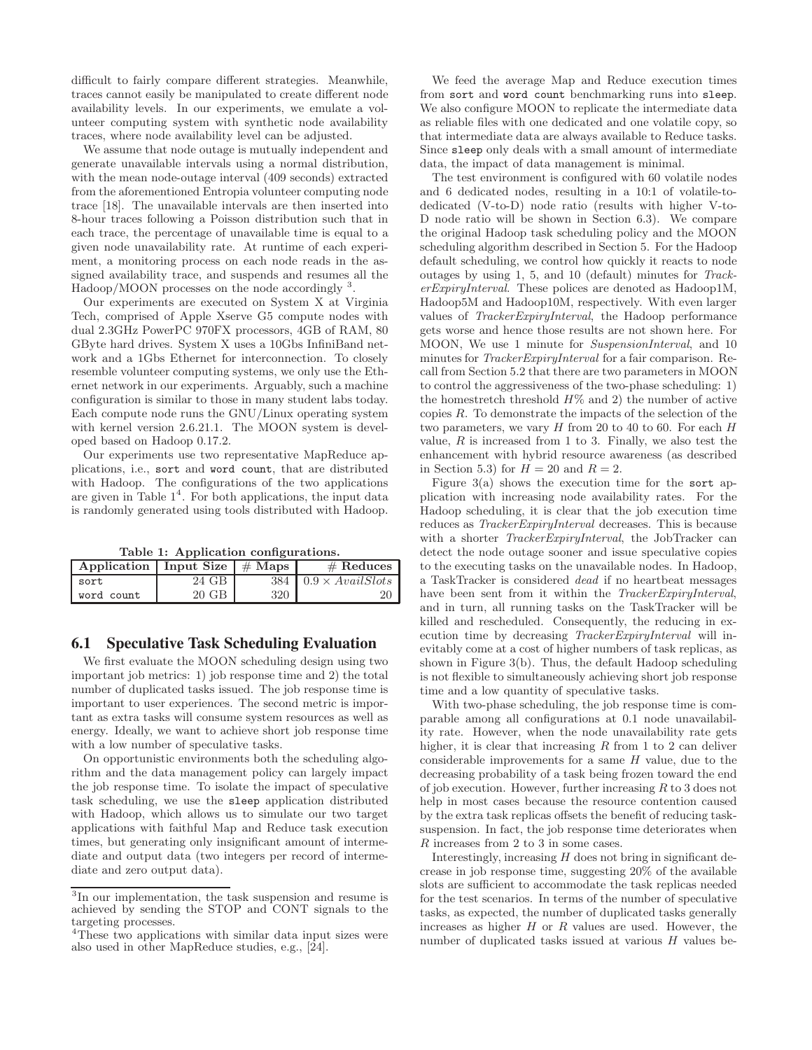difficult to fairly compare different strategies. Meanwhile, traces cannot easily be manipulated to create different node availability levels. In our experiments, we emulate a volunteer computing system with synthetic node availability traces, where node availability level can be adjusted.

We assume that node outage is mutually independent and generate unavailable intervals using a normal distribution, with the mean node-outage interval (409 seconds) extracted from the aforementioned Entropia volunteer computing node trace [18]. The unavailable intervals are then inserted into 8-hour traces following a Poisson distribution such that in each trace, the percentage of unavailable time is equal to a given node unavailability rate. At runtime of each experiment, a monitoring process on each node reads in the assigned availability trace, and suspends and resumes all the Hadoop/MOON processes on the node accordingly [3].

Our experiments are executed on System X at Virginia Tech, comprised of Apple Xserve G5 compute nodes with dual 2.3GHz PowerPC 970FX processors, 4GB of RAM, 80 GByte hard drives. System X uses a 10Gbs InfiniBand network and a 1Gbs Ethernet for interconnection. To closely resemble volunteer computing systems, we only use the Ethernet network in our experiments. Arguably, such a machine configuration is similar to those in many student labs today. Each compute node runs the GNU/Linux operating system with kernel version 2.6.21.1. The MOON system is developed based on Hadoop 0.17.2.

Our experiments use two representative MapReduce applications, i.e., `sort` and `word count`, that are distributed with Hadoop. The configurations of the two applications are given in Table 1[4]. For both applications, the input data is randomly generated using tools distributed with Hadoop.

**Table 1: Application configurations.**

| Application | Input Size | # Maps | # Reduces |
|---|---|---|---|
| sort | 24 GB | 384 | $0.9 \times AvailSlots$ |
| word count | 20 GB | 320 | 20 |

## 6.1 Speculative Task Scheduling Evaluation

We first evaluate the MOON scheduling design using two important job metrics: 1) job response time and 2) the total number of duplicated tasks issued. The job response time is important to user experiences. The second metric is important as extra tasks will consume system resources as well as energy. Ideally, we want to achieve short job response time with a low number of speculative tasks.

On opportunistic environments both the scheduling algorithm and the data management policy can largely impact the job response time. To isolate the impact of speculative task scheduling, we use the `sleep` application distributed with Hadoop, which allows us to simulate our two target applications with faithful Map and Reduce task execution times, but generating only insignificant amount of intermediate and output data (two integers per record of intermediate and zero output data).

We feed the average Map and Reduce execution times from `sort` and `word count` benchmarking runs into `sleep`. We also configure MOON to replicate the intermediate data as reliable files with one dedicated and one volatile copy, so that intermediate data are always available to Reduce tasks. Since `sleep` only deals with a small amount of intermediate data, the impact of data management is minimal.

The test environment is configured with 60 volatile nodes and 6 dedicated nodes, resulting in a 10:1 of volatile-to-dedicated (V-to-D) node ratio (results with higher V-to-D node ratio will be shown in Section 6.3). We compare the original Hadoop task scheduling policy and the MOON scheduling algorithm described in Section 5. For the Hadoop default scheduling, we control how quickly it reacts to node outages by using 1, 5, and 10 (default) minutes for *TrackerExpiryInterval*. These polices are denoted as Hadoop1M, Hadoop5M and Hadoop10M, respectively. With even larger values of *TrackerExpiryInterval*, the Hadoop performance gets worse and hence those results are not shown here. For MOON, We use 1 minute for *SuspensionInterval*, and 10 minutes for *TrackerExpiryInterval* for a fair comparison. Recall from Section 5.2 that there are two parameters in MOON to control the aggressiveness of the two-phase scheduling: 1) the homestretch threshold $H\%$ and 2) the number of active copies $R$. To demonstrate the impacts of the selection of the two parameters, we vary $H$ from 20 to 40 to 60. For each $H$ value, $R$ is increased from 1 to 3. Finally, we also test the enhancement with hybrid resource awareness (as described in Section 5.3) for $H = 20$ and $R = 2$.

Figure 3(a) shows the execution time for the `sort` application with increasing node availability rates. For the Hadoop scheduling, it is clear that the job execution time reduces as *TrackerExpiryInterval* decreases. This is because with a shorter *TrackerExpiryInterval*, the JobTracker can detect the node outage sooner and issue speculative copies to the executing tasks on the unavailable nodes. In Hadoop, a TaskTracker is considered *dead* if no heartbeat messages have been sent from it within the *TrackerExpiryInterval*, and in turn, all running tasks on the TaskTracker will be killed and rescheduled. Consequently, the reducing in execution time by decreasing *TrackerExpiryInterval* will inevitably come at a cost of higher numbers of task replicas, as shown in Figure 3(b). Thus, the default Hadoop scheduling is not flexible to simultaneously achieving short job response time and a low quantity of speculative tasks.

With two-phase scheduling, the job response time is comparable among all configurations at 0.1 node unavailability rate. However, when the node unavailability rate gets higher, it is clear that increasing $R$ from 1 to 2 can deliver considerable improvements for a same $H$ value, due to the decreasing probability of a task being frozen toward the end of job execution. However, further increasing $R$ to 3 does not help in most cases because the resource contention caused by the extra task replicas offsets the benefit of reducing task-suspension. In fact, the job response time deteriorates when $R$ increases from 2 to 3 in some cases.

Interestingly, increasing $H$ does not bring in significant decrease in job response time, suggesting 20% of the available slots are sufficient to accommodate the task replicas needed for the test scenarios. In terms of the number of speculative tasks, as expected, the number of duplicated tasks generally increases as higher $H$ or $R$ values are used. However, the number of duplicated tasks issued at various $H$ values be-

[3]In our implementation, the task suspension and resume is achieved by sending the STOP and CONT signals to the targeting processes.

[4]These two applications with similar data input sizes were also used in other MapReduce studies, e.g., [24].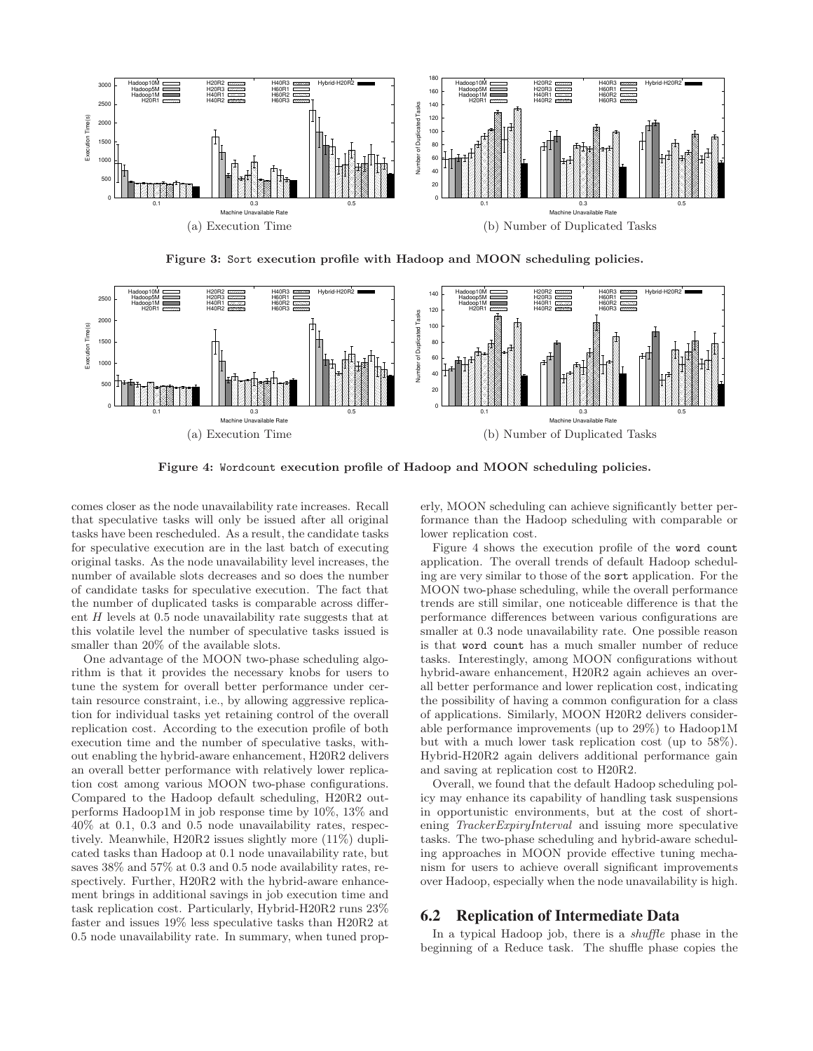(a) Execution Time

(b) Number of Duplicated Tasks

**Figure 3: Sort execution profile with Hadoop and MOON scheduling policies.**

(a) Execution Time

(b) Number of Duplicated Tasks

**Figure 4: Wordcount execution profile of Hadoop and MOON scheduling policies.**

comes closer as the node unavailability rate increases. Recall that speculative tasks will only be issued after all original tasks have been rescheduled. As a result, the candidate tasks for speculative execution are in the last batch of executing original tasks. As the node unavailability level increases, the number of available slots decreases and so does the number of candidate tasks for speculative execution. The fact that the number of duplicated tasks is comparable across different $H$ levels at 0.5 node unavailability rate suggests that at this volatile level the number of speculative tasks issued is smaller than 20% of the available slots.

One advantage of the MOON two-phase scheduling algorithm is that it provides the necessary knobs for users to tune the system for overall better performance under certain resource constraint, i.e., by allowing aggressive replication for individual tasks yet retaining control of the overall replication cost. According to the execution profile of both execution time and the number of speculative tasks, without enabling the hybrid-aware enhancement, H20R2 delivers an overall better performance with relatively lower replication cost among various MOON two-phase configurations. Compared to the Hadoop default scheduling, H20R2 outperforms Hadoop1M in job response time by 10%, 13% and 40% at 0.1, 0.3 and 0.5 node unavailability rates, respectively. Meanwhile, H20R2 issues slightly more (11%) duplicated tasks than Hadoop at 0.1 node unavailability rate, but saves 38% and 57% at 0.3 and 0.5 node availability rates, respectively. Further, H20R2 with the hybrid-aware enhancement brings in additional savings in job execution time and task replication cost. Particularly, Hybrid-H20R2 runs 23% faster and issues 19% less speculative tasks than H20R2 at 0.5 node unavailability rate. In summary, when tuned properly, MOON scheduling can achieve significantly better performance than the Hadoop scheduling with comparable or lower replication cost.

Figure 4 shows the execution profile of the word count application. The overall trends of default Hadoop scheduling are very similar to those of the sort application. For the MOON two-phase scheduling, while the overall performance trends are still similar, one noticeable difference is that the performance differences between various configurations are smaller at 0.3 node unavailability rate. One possible reason is that word count has a much smaller number of reduce tasks. Interestingly, among MOON configurations without hybrid-aware enhancement, H20R2 again achieves an overall better performance and lower replication cost, indicating the possibility of having a common configuration for a class of applications. Similarly, MOON H20R2 delivers considerable performance improvements (up to 29%) to Hadoop1M but with a much lower task replication cost (up to 58%). Hybrid-H20R2 again delivers additional performance gain and saving at replication cost to H20R2.

Overall, we found that the default Hadoop scheduling policy may enhance its capability of handling task suspensions in opportunistic environments, but at the cost of shortening *TrackerExpiryInterval* and issuing more speculative tasks. The two-phase scheduling and hybrid-aware scheduling approaches in MOON provide effective tuning mechanism for users to achieve overall significant improvements over Hadoop, especially when the node unavailability is high.

## 6.2 Replication of Intermediate Data

In a typical Hadoop job, there is a *shuffle* phase in the beginning of a Reduce task. The shuffle phase copies the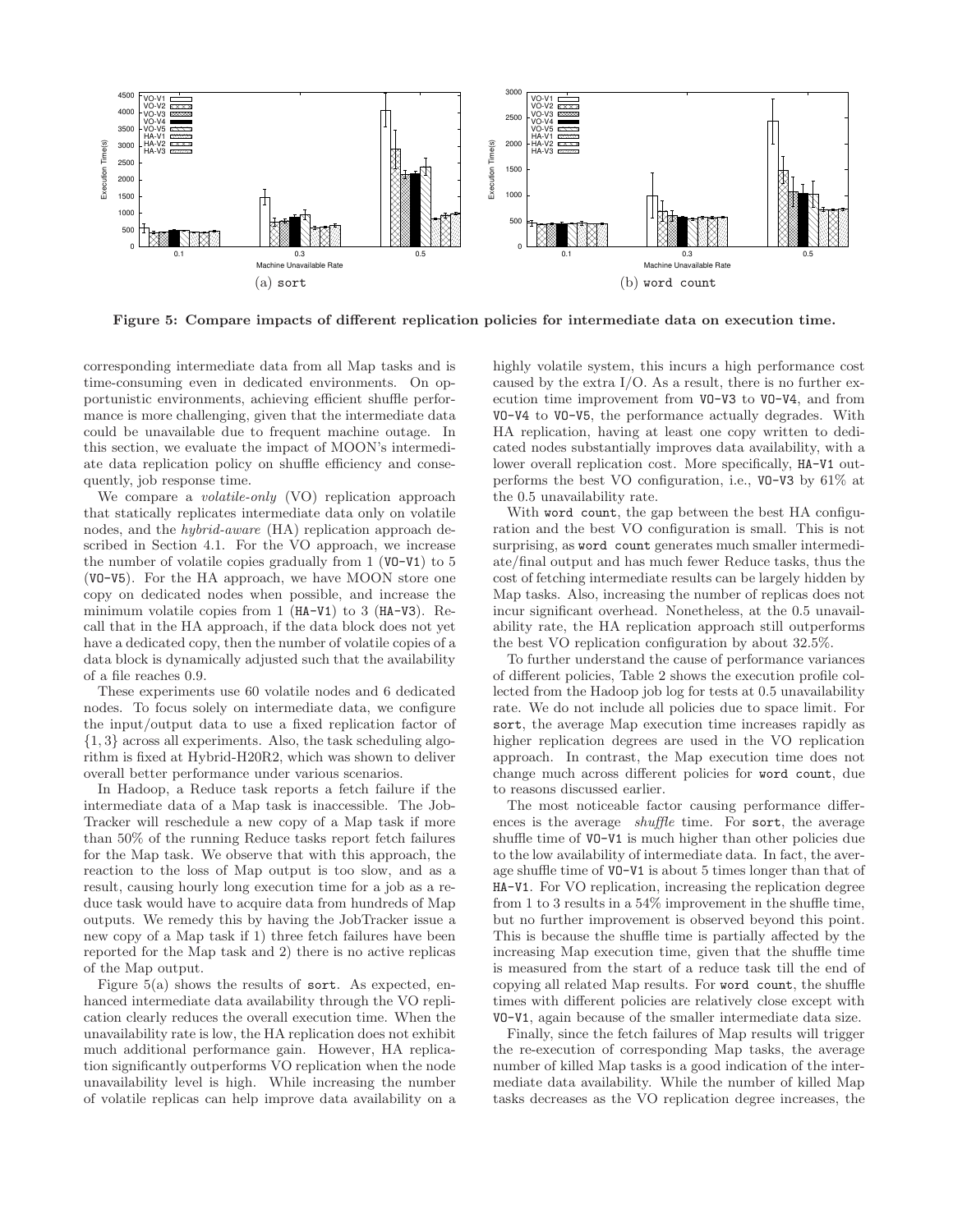Figure 5: Compare impacts of different replication policies for intermediate data on execution time.

(a) sort

(b) word count

corresponding intermediate data from all Map tasks and is time-consuming even in dedicated environments. On opportunistic environments, achieving efficient shuffle performance is more challenging, given that the intermediate data could be unavailable due to frequent machine outage. In this section, we evaluate the impact of MOON's intermediate data replication policy on shuffle efficiency and consequently, job response time.

We compare a *volatile-only* (VO) replication approach that statically replicates intermediate data only on volatile nodes, and the *hybrid-aware* (HA) replication approach described in Section 4.1. For the VO approach, we increase the number of volatile copies gradually from 1 (VO-V1) to 5 (VO-V5). For the HA approach, we have MOON store one copy on dedicated nodes when possible, and increase the minimum volatile copies from 1 (HA-V1) to 3 (HA-V3). Recall that in the HA approach, if the data block does not yet have a dedicated copy, then the number of volatile copies of a data block is dynamically adjusted such that the availability of a file reaches 0.9.

These experiments use 60 volatile nodes and 6 dedicated nodes. To focus solely on intermediate data, we configure the input/output data to use a fixed replication factor of $\{1, 3\}$ across all experiments. Also, the task scheduling algorithm is fixed at Hybrid-H20R2, which was shown to deliver overall better performance under various scenarios.

In Hadoop, a Reduce task reports a fetch failure if the intermediate data of a Map task is inaccessible. The JobTracker will reschedule a new copy of a Map task if more than 50% of the running Reduce tasks report fetch failures for the Map task. We observe that with this approach, the reaction to the loss of Map output is too slow, and as a result, causing hourly long execution time for a job as a reduce task would have to acquire data from hundreds of Map outputs. We remedy this by having the JobTracker issue a new copy of a Map task if 1) three fetch failures have been reported for the Map task and 2) there is no active replicas of the Map output.

Figure 5(a) shows the results of sort. As expected, enhanced intermediate data availability through the VO replication clearly reduces the overall execution time. When the unavailability rate is low, the HA replication does not exhibit much additional performance gain. However, HA replication significantly outperforms VO replication when the node unavailability level is high. While increasing the number of volatile replicas can help improve data availability on a highly volatile system, this incurs a high performance cost caused by the extra I/O. As a result, there is no further execution time improvement from VO-V3 to VO-V4, and from VO-V4 to VO-V5, the performance actually degrades. With HA replication, having at least one copy written to dedicated nodes substantially improves data availability, with a lower overall replication cost. More specifically, HA-V1 outperforms the best VO configuration, i.e., VO-V3 by 61% at the 0.5 unavailability rate.

With word count, the gap between the best HA configuration and the best VO configuration is small. This is not surprising, as word count generates much smaller intermediate/final output and has much fewer Reduce tasks, thus the cost of fetching intermediate results can be largely hidden by Map tasks. Also, increasing the number of replicas does not incur significant overhead. Nonetheless, at the 0.5 unavailability rate, the HA replication approach still outperforms the best VO replication configuration by about 32.5%.

To further understand the cause of performance variances of different policies, Table 2 shows the execution profile collected from the Hadoop job log for tests at 0.5 unavailability rate. We do not include all policies due to space limit. For sort, the average Map execution time increases rapidly as higher replication degrees are used in the VO replication approach. In contrast, the Map execution time does not change much across different policies for word count, due to reasons discussed earlier.

The most noticeable factor causing performance differences is the average *shuffle* time. For sort, the average shuffle time of VO-V1 is much higher than other policies due to the low availability of intermediate data. In fact, the average shuffle time of VO-V1 is about 5 times longer than that of HA-V1. For VO replication, increasing the replication degree from 1 to 3 results in a 54% improvement in the shuffle time, but no further improvement is observed beyond this point. This is because the shuffle time is partially affected by the increasing Map execution time, given that the shuffle time is measured from the start of a reduce task till the end of copying all related Map results. For word count, the shuffle times with different policies are relatively close except with VO-V1, again because of the smaller intermediate data size.

Finally, since the fetch failures of Map results will trigger the re-execution of corresponding Map tasks, the average number of killed Map tasks is a good indication of the intermediate data availability. While the number of killed Map tasks decreases as the VO replication degree increases, the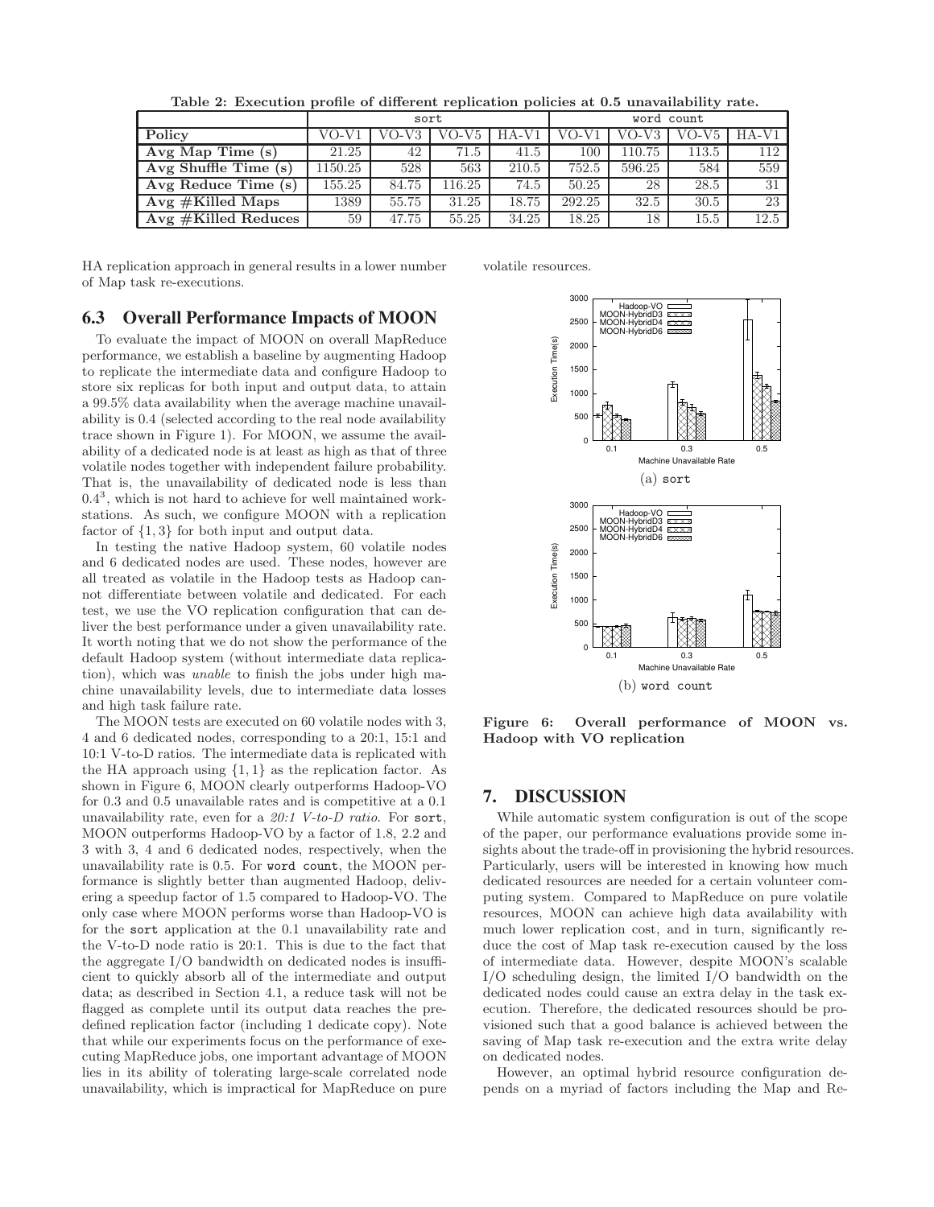**Table 2: Execution profile of different replication policies at 0.5 unavailability rate.**

| | sort | | | | word count | | | |
|---|---|---|---|---|---|---|---|---|
| **Policy** | VO-V1 | VO-V3 | VO-V5 | HA-V1 | VO-V1 | VO-V3 | VO-V5 | HA-V1 |
| **Avg Map Time (s)** | 21.25 | 42 | 71.5 | 41.5 | 100 | 110.75 | 113.5 | 112 |
| **Avg Shuffle Time (s)** | 1150.25 | 528 | 563 | 210.5 | 752.5 | 596.25 | 584 | 559 |
| **Avg Reduce Time (s)** | 155.25 | 84.75 | 116.25 | 74.5 | 50.25 | 28 | 28.5 | 31 |
| **Avg #Killed Maps** | 1389 | 55.75 | 31.25 | 18.75 | 292.25 | 32.5 | 30.5 | 23 |
| **Avg #Killed Reduces** | 59 | 47.75 | 55.25 | 34.25 | 18.25 | 18 | 15.5 | 12.5 |

HA replication approach in general results in a lower number of Map task re-executions.

## 6.3 Overall Performance Impacts of MOON

To evaluate the impact of MOON on overall MapReduce performance, we establish a baseline by augmenting Hadoop to replicate the intermediate data and configure Hadoop to store six replicas for both input and output data, to attain a 99.5% data availability when the average machine unavailability is 0.4 (selected according to the real node availability trace shown in Figure 1). For MOON, we assume the availability of a dedicated node is at least as high as that of three volatile nodes together with independent failure probability. That is, the unavailability of dedicated node is less than $0.4^3$, which is not hard to achieve for well maintained workstations. As such, we configure MOON with a replication factor of $\{1, 3\}$ for both input and output data.

In testing the native Hadoop system, 60 volatile nodes and 6 dedicated nodes are used. These nodes, however are all treated as volatile in the Hadoop tests as Hadoop cannot differentiate between volatile and dedicated. For each test, we use the VO replication configuration that can deliver the best performance under a given unavailability rate. It worth noting that we do not show the performance of the default Hadoop system (without intermediate data replication), which was *unable* to finish the jobs under high machine unavailability levels, due to intermediate data losses and high task failure rate.

The MOON tests are executed on 60 volatile nodes with 3, 4 and 6 dedicated nodes, corresponding to a 20:1, 15:1 and 10:1 V-to-D ratios. The intermediate data is replicated with the HA approach using $\{1, 1\}$ as the replication factor. As shown in Figure 6, MOON clearly outperforms Hadoop-VO for 0.3 and 0.5 unavailable rates and is competitive at a 0.1 unavailability rate, even for a *20:1 V-to-D ratio*. For sort, MOON outperforms Hadoop-VO by a factor of 1.8, 2.2 and 3 with 3, 4 and 6 dedicated nodes, respectively, when the unavailability rate is 0.5. For word count, the MOON performance is slightly better than augmented Hadoop, delivering a speedup factor of 1.5 compared to Hadoop-VO. The only case where MOON performs worse than Hadoop-VO is for the sort application at the 0.1 unavailability rate and the V-to-D node ratio is 20:1. This is due to the fact that the aggregate I/O bandwidth on dedicated nodes is insufficient to quickly absorb all of the intermediate and output data; as described in Section 4.1, a reduce task will not be flagged as complete until its output data reaches the predefined replication factor (including 1 dedicate copy). Note that while our experiments focus on the performance of executing MapReduce jobs, one important advantage of MOON lies in its ability of tolerating large-scale correlated node unavailability, which is impractical for MapReduce on pure volatile resources.

(a) sort

(b) word count

**Figure 6: Overall performance of MOON vs. Hadoop with VO replication**

# 7. DISCUSSION

While automatic system configuration is out of the scope of the paper, our performance evaluations provide some insights about the trade-off in provisioning the hybrid resources. Particularly, users will be interested in knowing how much dedicated resources are needed for a certain volunteer computing system. Compared to MapReduce on pure volatile resources, MOON can achieve high data availability with much lower replication cost, and in turn, significantly reduce the cost of Map task re-execution caused by the loss of intermediate data. However, despite MOON's scalable I/O scheduling design, the limited I/O bandwidth on the dedicated nodes could cause an extra delay in the task execution. Therefore, the dedicated resources should be provisioned such that a good balance is achieved between the saving of Map task re-execution and the extra write delay on dedicated nodes.

However, an optimal hybrid resource configuration depends on a myriad of factors including the Map and Re-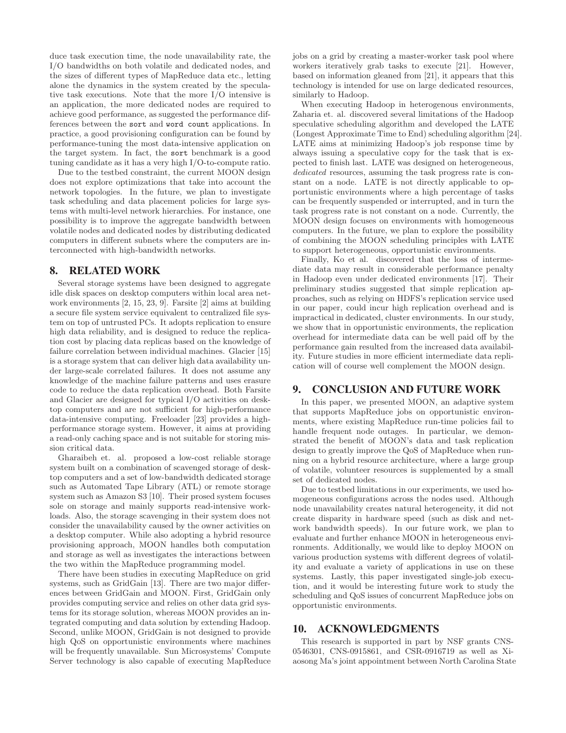duce task execution time, the node unavailability rate, the I/O bandwidths on both volatile and dedicated nodes, and the sizes of different types of MapReduce data etc., letting alone the dynamics in the system created by the speculative task executions. Note that the more I/O intensive is an application, the more dedicated nodes are required to achieve good performance, as suggested the performance differences between the `sort` and `word count` applications. In practice, a good provisioning configuration can be found by performance-tuning the most data-intensive application on the target system. In fact, the `sort` benchmark is a good tuning candidate as it has a very high I/O-to-compute ratio.

Due to the testbed constraint, the current MOON design does not explore optimizations that take into account the network topologies. In the future, we plan to investigate task scheduling and data placement policies for large systems with multi-level network hierarchies. For instance, one possibility is to improve the aggregate bandwidth between volatile nodes and dedicated nodes by distributing dedicated computers in different subnets where the computers are interconnected with high-bandwidth networks.

## 8. RELATED WORK

Several storage systems have been designed to aggregate idle disk spaces on desktop computers within local area network environments [2, 15, 23, 9]. Farsite [2] aims at building a secure file system service equivalent to centralized file system on top of untrusted PCs. It adopts replication to ensure high data reliability, and is designed to reduce the replication cost by placing data replicas based on the knowledge of failure correlation between individual machines. Glacier [15] is a storage system that can deliver high data availability under large-scale correlated failures. It does not assume any knowledge of the machine failure patterns and uses erasure code to reduce the data replication overhead. Both Farsite and Glacier are designed for typical I/O activities on desktop computers and are not sufficient for high-performance data-intensive computing. Freeloader [23] provides a high-performance storage system. However, it aims at providing a read-only caching space and is not suitable for storing mission critical data.

Gharaibeh et. al. proposed a low-cost reliable storage system built on a combination of scavenged storage of desktop computers and a set of low-bandwidth dedicated storage such as Automated Tape Library (ATL) or remote storage system such as Amazon S3 [10]. Their prosed system focuses sole on storage and mainly supports read-intensive workloads. Also, the storage scavenging in their system does not consider the unavailability caused by the owner activities on a desktop computer. While also adopting a hybrid resource provisioning approach, MOON handles both computation and storage as well as investigates the interactions between the two within the MapReduce programming model.

There have been studies in executing MapReduce on grid systems, such as GridGain [13]. There are two major differences between GridGain and MOON. First, GridGain only provides computing service and relies on other data grid systems for its storage solution, whereas MOON provides an integrated computing and data solution by extending Hadoop. Second, unlike MOON, GridGain is not designed to provide high QoS on opportunistic environments where machines will be frequently unavailable. Sun Microsystems' Compute Server technology is also capable of executing MapReduce jobs on a grid by creating a master-worker task pool where workers iteratively grab tasks to execute [21]. However, based on information gleaned from [21], it appears that this technology is intended for use on large dedicated resources, similarly to Hadoop.

When executing Hadoop in heterogenous environments, Zaharia et. al. discovered several limitations of the Hadoop speculative scheduling algorithm and developed the LATE (Longest Approximate Time to End) scheduling algorithm [24]. LATE aims at minimizing Hadoop's job response time by always issuing a speculative copy for the task that is expected to finish last. LATE was designed on heterogeneous, *dedicated* resources, assuming the task progress rate is constant on a node. LATE is not directly applicable to opportunistic environments where a high percentage of tasks can be frequently suspended or interrupted, and in turn the task progress rate is not constant on a node. Currently, the MOON design focuses on environments with homogeneous computers. In the future, we plan to explore the possibility of combining the MOON scheduling principles with LATE to support heterogeneous, opportunistic environments.

Finally, Ko et al. discovered that the loss of intermediate data may result in considerable performance penalty in Hadoop even under dedicated environments [17]. Their preliminary studies suggested that simple replication approaches, such as relying on HDFS's replication service used in our paper, could incur high replication overhead and is impractical in dedicated, cluster environments. In our study, we show that in opportunistic environments, the replication overhead for intermediate data can be well paid off by the performance gain resulted from the increased data availability. Future studies in more efficient intermediate data replication will of course well complement the MOON design.

## 9. CONCLUSION AND FUTURE WORK

In this paper, we presented MOON, an adaptive system that supports MapReduce jobs on opportunistic environments, where existing MapReduce run-time policies fail to handle frequent node outages. In particular, we demonstrated the benefit of MOON's data and task replication design to greatly improve the QoS of MapReduce when running on a hybrid resource architecture, where a large group of volatile, volunteer resources is supplemented by a small set of dedicated nodes.

Due to testbed limitations in our experiments, we used homogeneous configurations across the nodes used. Although node unavailability creates natural heterogeneity, it did not create disparity in hardware speed (such as disk and network bandwidth speeds). In our future work, we plan to evaluate and further enhance MOON in heterogeneous environments. Additionally, we would like to deploy MOON on various production systems with different degrees of volatility and evaluate a variety of applications in use on these systems. Lastly, this paper investigated single-job execution, and it would be interesting future work to study the scheduling and QoS issues of concurrent MapReduce jobs on opportunistic environments.

## 10. ACKNOWLEDGMENTS

This research is supported in part by NSF grants CNS-0546301, CNS-0915861, and CSR-0916719 as well as Xiaosong Ma's joint appointment between North Carolina State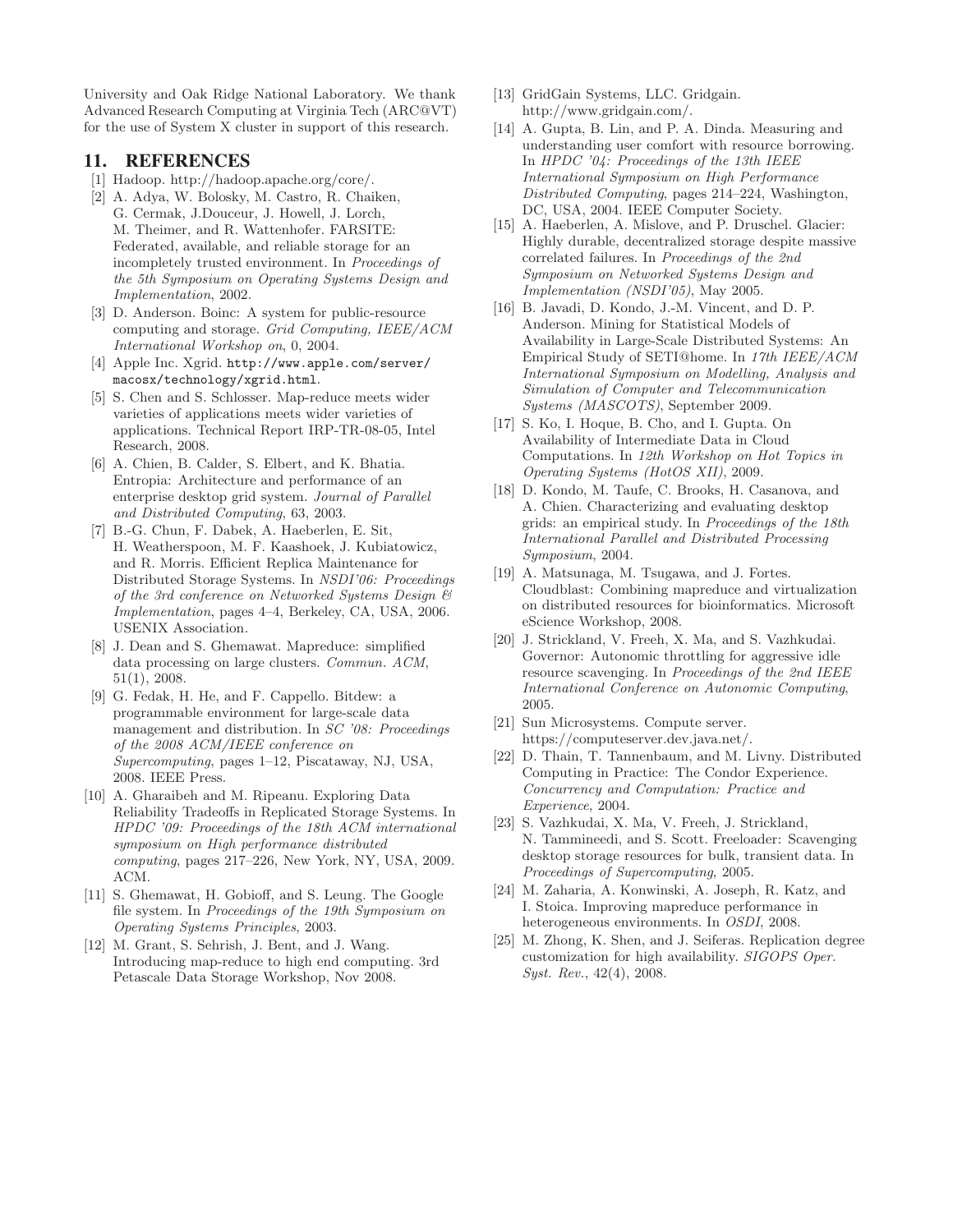University and Oak Ridge National Laboratory. We thank Advanced Research Computing at Virginia Tech (ARC@VT) for the use of System X cluster in support of this research.

## 11. REFERENCES

[1] Hadoop. http://hadoop.apache.org/core/.

[2] A. Adya, W. Bolosky, M. Castro, R. Chaiken, G. Cermak, J.Douceur, J. Howell, J. Lorch, M. Theimer, and R. Wattenhofer. FARSITE: Federated, available, and reliable storage for an incompletely trusted environment. In *Proceedings of the 5th Symposium on Operating Systems Design and Implementation*, 2002.

[3] D. Anderson. Boinc: A system for public-resource computing and storage. *Grid Computing, IEEE/ACM International Workshop on*, 0, 2004.

[4] Apple Inc. Xgrid. http://www.apple.com/server/macosx/technology/xgrid.html.

[5] S. Chen and S. Schlosser. Map-reduce meets wider varieties of applications meets wider varieties of applications. Technical Report IRP-TR-08-05, Intel Research, 2008.

[6] A. Chien, B. Calder, S. Elbert, and K. Bhatia. Entropia: Architecture and performance of an enterprise desktop grid system. *Journal of Parallel and Distributed Computing*, 63, 2003.

[7] B.-G. Chun, F. Dabek, A. Haeberlen, E. Sit, H. Weatherspoon, M. F. Kaashoek, J. Kubiatowicz, and R. Morris. Efficient Replica Maintenance for Distributed Storage Systems. In *NSDI'06: Proceedings of the 3rd conference on Networked Systems Design & Implementation*, pages 4–4, Berkeley, CA, USA, 2006. USENIX Association.

[8] J. Dean and S. Ghemawat. Mapreduce: simplified data processing on large clusters. *Commun. ACM*, 51(1), 2008.

[9] G. Fedak, H. He, and F. Cappello. Bitdew: a programmable environment for large-scale data management and distribution. In *SC '08: Proceedings of the 2008 ACM/IEEE conference on Supercomputing*, pages 1–12, Piscataway, NJ, USA, 2008. IEEE Press.

[10] A. Gharaibeh and M. Ripeanu. Exploring Data Reliability Tradeoffs in Replicated Storage Systems. In *HPDC '09: Proceedings of the 18th ACM international symposium on High performance distributed computing*, pages 217–226, New York, NY, USA, 2009. ACM.

[11] S. Ghemawat, H. Gobioff, and S. Leung. The Google file system. In *Proceedings of the 19th Symposium on Operating Systems Principles*, 2003.

[12] M. Grant, S. Sehrish, J. Bent, and J. Wang. Introducing map-reduce to high end computing. 3rd Petascale Data Storage Workshop, Nov 2008.

[13] GridGain Systems, LLC. Gridgain. http://www.gridgain.com/.

[14] A. Gupta, B. Lin, and P. A. Dinda. Measuring and understanding user comfort with resource borrowing. In *HPDC '04: Proceedings of the 13th IEEE International Symposium on High Performance Distributed Computing*, pages 214–224, Washington, DC, USA, 2004. IEEE Computer Society.

[15] A. Haeberlen, A. Mislove, and P. Druschel. Glacier: Highly durable, decentralized storage despite massive correlated failures. In *Proceedings of the 2nd Symposium on Networked Systems Design and Implementation (NSDI'05)*, May 2005.

[16] B. Javadi, D. Kondo, J.-M. Vincent, and D. P. Anderson. Mining for Statistical Models of Availability in Large-Scale Distributed Systems: An Empirical Study of SETI@home. In *17th IEEE/ACM International Symposium on Modelling, Analysis and Simulation of Computer and Telecommunication Systems (MASCOTS)*, September 2009.

[17] S. Ko, I. Hoque, B. Cho, and I. Gupta. On Availability of Intermediate Data in Cloud Computations. In *12th Workshop on Hot Topics in Operating Systems (HotOS XII)*, 2009.

[18] D. Kondo, M. Taufe, C. Brooks, H. Casanova, and A. Chien. Characterizing and evaluating desktop grids: an empirical study. In *Proceedings of the 18th International Parallel and Distributed Processing Symposium*, 2004.

[19] A. Matsunaga, M. Tsugawa, and J. Fortes. Cloudblast: Combining mapreduce and virtualization on distributed resources for bioinformatics. Microsoft eScience Workshop, 2008.

[20] J. Strickland, V. Freeh, X. Ma, and S. Vazhkudai. Governor: Autonomic throttling for aggressive idle resource scavenging. In *Proceedings of the 2nd IEEE International Conference on Autonomic Computing*, 2005.

[21] Sun Microsystems. Compute server. https://computeserver.dev.java.net/.

[22] D. Thain, T. Tannenbaum, and M. Livny. Distributed Computing in Practice: The Condor Experience. *Concurrency and Computation: Practice and Experience*, 2004.

[23] S. Vazhkudai, X. Ma, V. Freeh, J. Strickland, N. Tammineedi, and S. Scott. Freeloader: Scavenging desktop storage resources for bulk, transient data. In *Proceedings of Supercomputing*, 2005.

[24] M. Zaharia, A. Konwinski, A. Joseph, R. Katz, and I. Stoica. Improving mapreduce performance in heterogeneous environments. In *OSDI*, 2008.

[25] M. Zhong, K. Shen, and J. Seiferas. Replication degree customization for high availability. *SIGOPS Oper. Syst. Rev.*, 42(4), 2008.